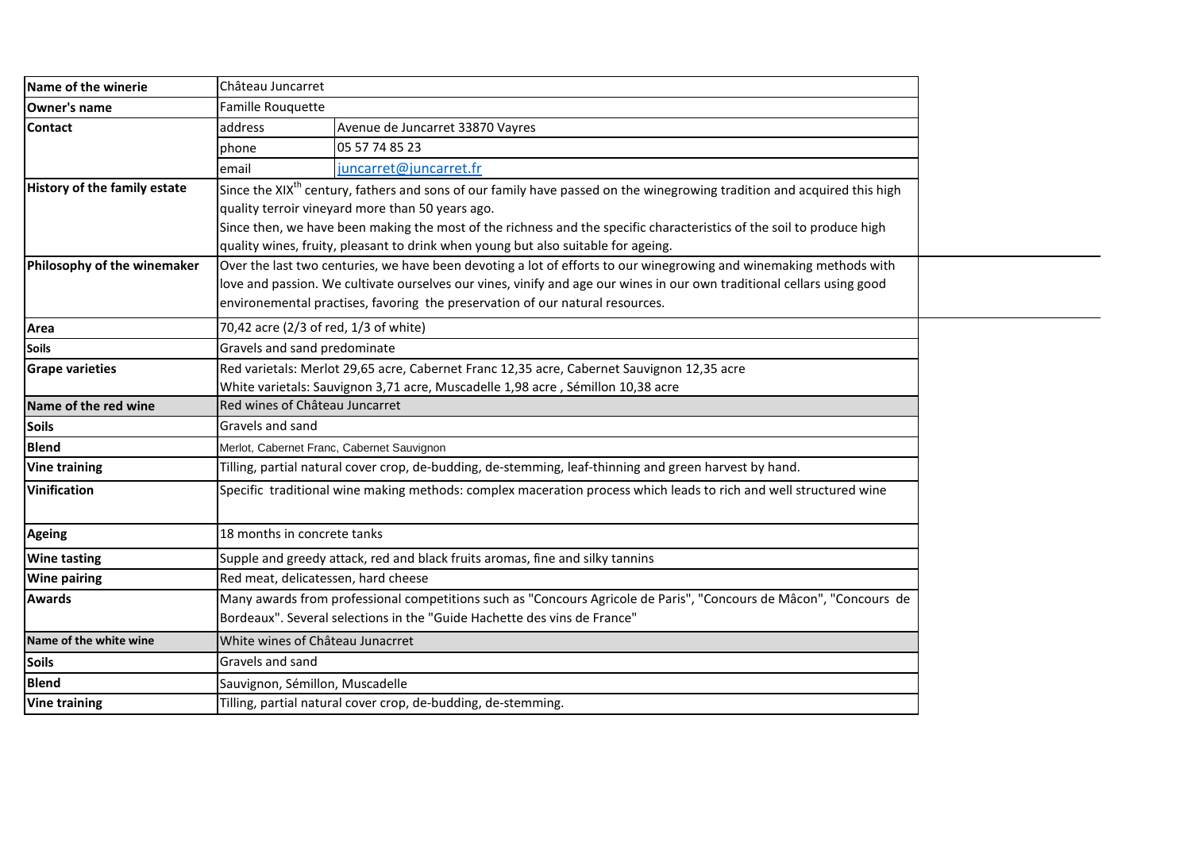| | | |
|---|---|---|
| **Name of the winerie** | Château Juncarret | |
| **Owner's name** | Famille Rouquette | |
| **Contact** | address | Avenue de Juncarret 33870 Vayres |
| | phone | 05 57 74 85 23 |
| | email | juncarret@juncarret.fr |
| **History of the family estate** | Since the XIX$^{th}$ century, fathers and sons of our family have passed on the winegrowing tradition and acquired this high quality terroir vineyard more than 50 years ago. Since then, we have been making the most of the richness and the specific characteristics of the soil to produce high quality wines, fruity, pleasant to drink when young but also suitable for ageing. | |
| **Philosophy of the winemaker** | Over the last two centuries, we have been devoting a lot of efforts to our winegrowing and winemaking methods with love and passion. We cultivate ourselves our vines, vinify and age our wines in our own traditional cellars using good environemental practises, favoring the preservation of our natural resources. | |
| **Area** | 70,42 acre (2/3 of red, 1/3 of white) | |
| **Soils** | Gravels and sand predominate | |
| **Grape varieties** | Red varietals: Merlot 29,65 acre, Cabernet Franc 12,35 acre, Cabernet Sauvignon 12,35 acre<br>White varietals: Sauvignon 3,71 acre, Muscadelle 1,98 acre , Sémillon 10,38 acre | |
| **Name of the red wine** | Red wines of Château Juncarret | |
| **Soils** | Gravels and sand | |
| **Blend** | Merlot, Cabernet Franc, Cabernet Sauvignon | |
| **Vine training** | Tilling, partial natural cover crop, de-budding, de-stemming, leaf-thinning and green harvest by hand. | |
| **Vinification** | Specific traditional wine making methods: complex maceration process which leads to rich and well structured wine | |
| **Ageing** | 18 months in concrete tanks | |
| **Wine tasting** | Supple and greedy attack, red and black fruits aromas, fine and silky tannins | |
| **Wine pairing** | Red meat, delicatessen, hard cheese | |
| **Awards** | Many awards from professional competitions such as "Concours Agricole de Paris", "Concours de Mâcon", "Concours de Bordeaux". Several selections in the "Guide Hachette des vins de France" | |
| **Name of the white wine** | White wines of Château Junacrret | |
| **Soils** | Gravels and sand | |
| **Blend** | Sauvignon, Sémillon, Muscadelle | |
| **Vine training** | Tilling, partial natural cover crop, de-budding, de-stemming. | |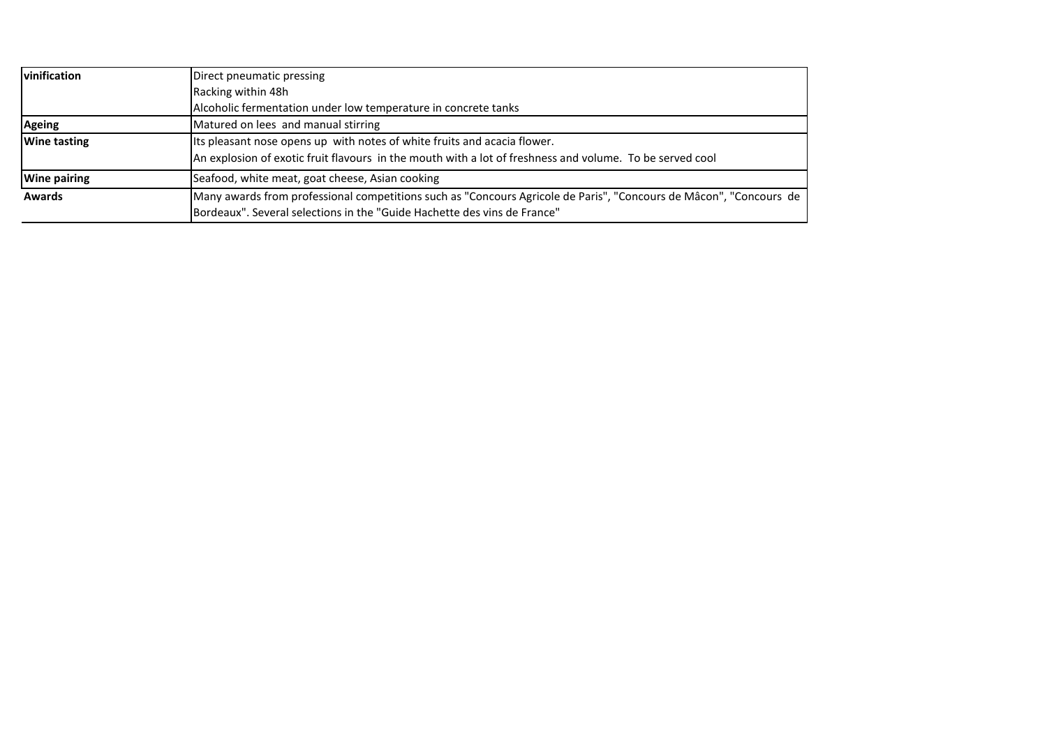| | |
|---|---|
| **vinification** | Direct pneumatic pressing<br>Racking within 48h<br>Alcoholic fermentation under low temperature in concrete tanks |
| **Ageing** | Matured on lees and manual stirring |
| **Wine tasting** | Its pleasant nose opens up with notes of white fruits and acacia flower.<br>An explosion of exotic fruit flavours in the mouth with a lot of freshness and volume. To be served cool |
| **Wine pairing** | Seafood, white meat, goat cheese, Asian cooking |
| **Awards** | Many awards from professional competitions such as "Concours Agricole de Paris", "Concours de Mâcon", "Concours de Bordeaux". Several selections in the "Guide Hachette des vins de France" |